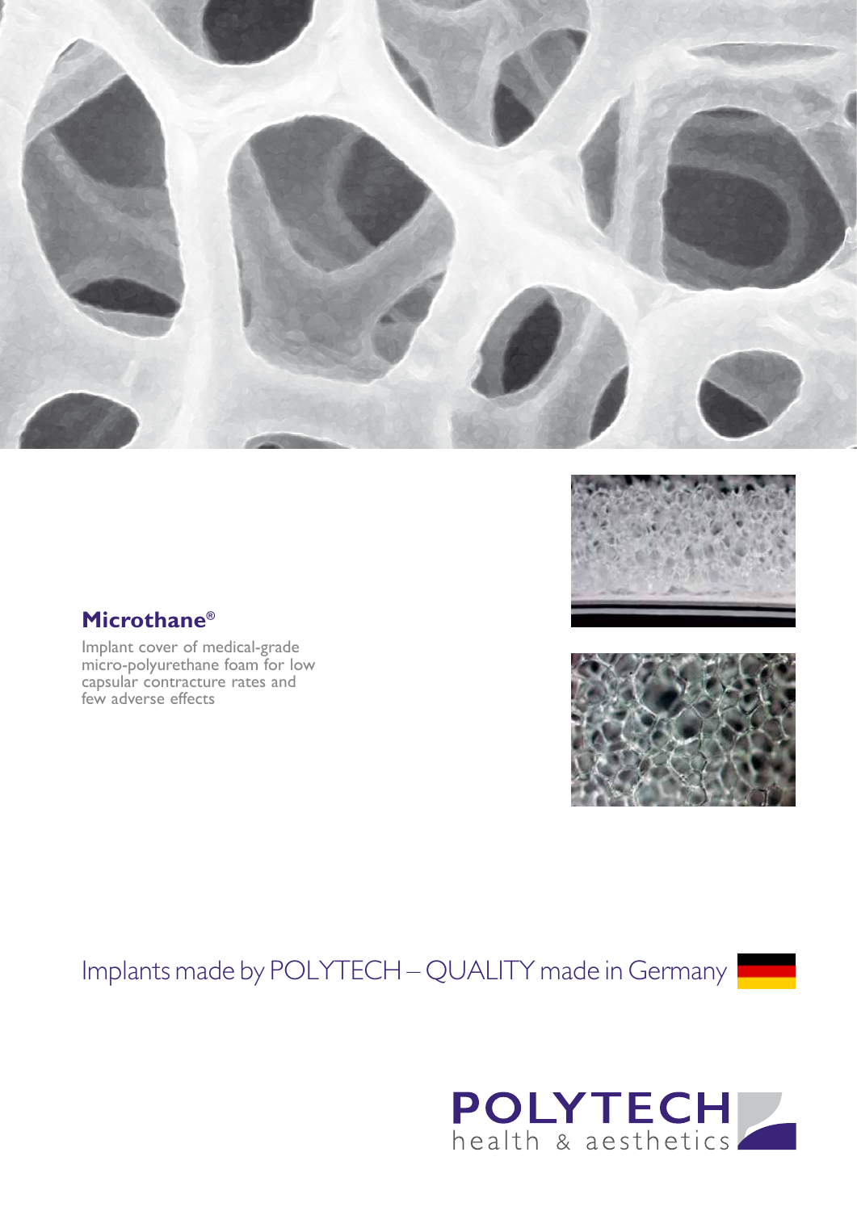## Microthane®

Implant cover of medical-grade micro-polyurethane foam for low capsular contracture rates and few adverse effects

Implants made by POLYTECH – QUALITY made in Germany

POLYTECH
health & aesthetics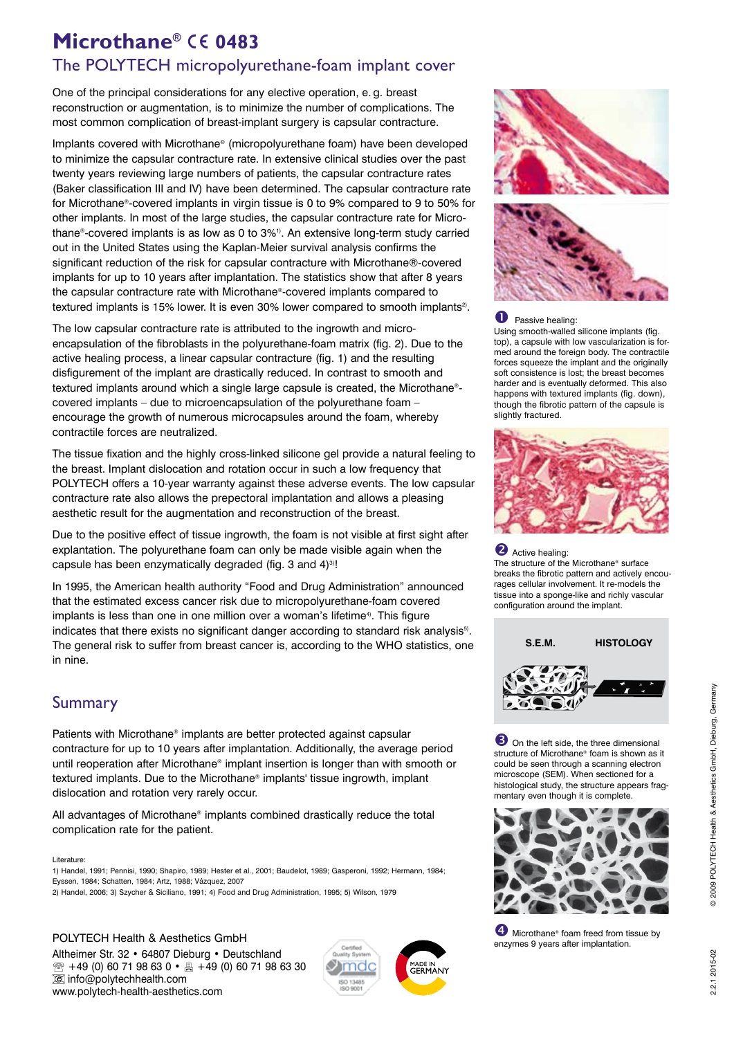# Microthane® CE 0483

## The POLYTECH micropolyurethane-foam implant cover

One of the principal considerations for any elective operation, e. g. breast reconstruction or augmentation, is to minimize the number of complications. The most common complication of breast-implant surgery is capsular contracture.

Implants covered with Microthane® (micropolyurethane foam) have been developed to minimize the capsular contracture rate. In extensive clinical studies over the past twenty years reviewing large numbers of patients, the capsular contracture rates (Baker classification III and IV) have been determined. The capsular contracture rate for Microthane®-covered implants in virgin tissue is 0 to 9% compared to 9 to 50% for other implants. In most of the large studies, the capsular contracture rate for Microthane®-covered implants is as low as 0 to 3%[1]. An extensive long-term study carried out in the United States using the Kaplan-Meier survival analysis confirms the significant reduction of the risk for capsular contracture with Microthane®-covered implants for up to 10 years after implantation. The statistics show that after 8 years the capsular contracture rate with Microthane®-covered implants compared to textured implants is 15% lower. It is even 30% lower compared to smooth implants[2].

The low capsular contracture rate is attributed to the ingrowth and micro-encapsulation of the fibroblasts in the polyurethane-foam matrix (fig. 2). Due to the active healing process, a linear capsular contracture (fig. 1) and the resulting disfigurement of the implant are drastically reduced. In contrast to smooth and textured implants around which a single large capsule is created, the Microthane®-covered implants – due to microencapsulation of the polyurethane foam – encourage the growth of numerous microcapsules around the foam, whereby contractile forces are neutralized.

The tissue fixation and the highly cross-linked silicone gel provide a natural feeling to the breast. Implant dislocation and rotation occur in such a low frequency that POLYTECH offers a 10-year warranty against these adverse events. The low capsular contracture rate also allows the prepectoral implantation and allows a pleasing aesthetic result for the augmentation and reconstruction of the breast.

Due to the positive effect of tissue ingrowth, the foam is not visible at first sight after explantation. The polyurethane foam can only be made visible again when the capsule has been enzymatically degraded (fig. 3 and 4)[3]!

In 1995, the American health authority "Food and Drug Administration" announced that the estimated excess cancer risk due to micropolyurethane-foam covered implants is less than one in one million over a woman's lifetime[4]. This figure indicates that there exists no significant danger according to standard risk analysis[5]. The general risk to suffer from breast cancer is, according to the WHO statistics, one in nine.

## Summary

Patients with Microthane® implants are better protected against capsular contracture for up to 10 years after implantation. Additionally, the average period until reoperation after Microthane® implant insertion is longer than with smooth or textured implants. Due to the Microthane® implants' tissue ingrowth, implant dislocation and rotation very rarely occur.

All advantages of Microthane® implants combined drastically reduce the total complication rate for the patient.

Literature:
1) Handel, 1991; Pennisi, 1990; Shapiro, 1989; Hester et al., 2001; Baudelot, 1989; Gasperoni, 1992; Hermann, 1984; Eyssen, 1984; Schatten, 1984; Artz, 1988; Vázquez, 2007
2) Handel, 2006; 3) Szycher & Siciliano, 1991; 4) Food and Drug Administration, 1995; 5) Wilson, 1979

**1** Passive healing:
Using smooth-walled silicone implants (fig. top), a capsule with low vascularization is formed around the foreign body. The contractile forces squeeze the implant and the originally soft consistence is lost; the breast becomes harder and is eventually deformed. This also happens with textured implants (fig. down), though the fibrotic pattern of the capsule is slightly fractured.

**2** Active healing:
The structure of the Microthane® surface breaks the fibrotic pattern and actively encourages cellular involvement. It re-models the tissue into a sponge-like and richly vascular configuration around the implant.

S.E.M.
HISTOLOGY

**3** On the left side, the three dimensional structure of Microthane® foam is shown as it could be seen through a scanning electron microscope (SEM). When sectioned for a histological study, the structure appears fragmentary even though it is complete.

**4** Microthane® foam freed from tissue by enzymes 9 years after implantation.

POLYTECH Health & Aesthetics GmbH
Altheimer Str. 32 • 64807 Dieburg • Deutschland
☏ +49 (0) 60 71 98 63 0 • 🖷 +49 (0) 60 71 98 63 30
info@polytechhealth.com
www.polytech-health-aesthetics.com

Certified Quality System mdc ISO 13485 ISO 9001

MADE IN GERMANY

© 2009 POLYTECH Health & Aesthetics GmbH, Dieburg, Germany

2.2.1 2015-02